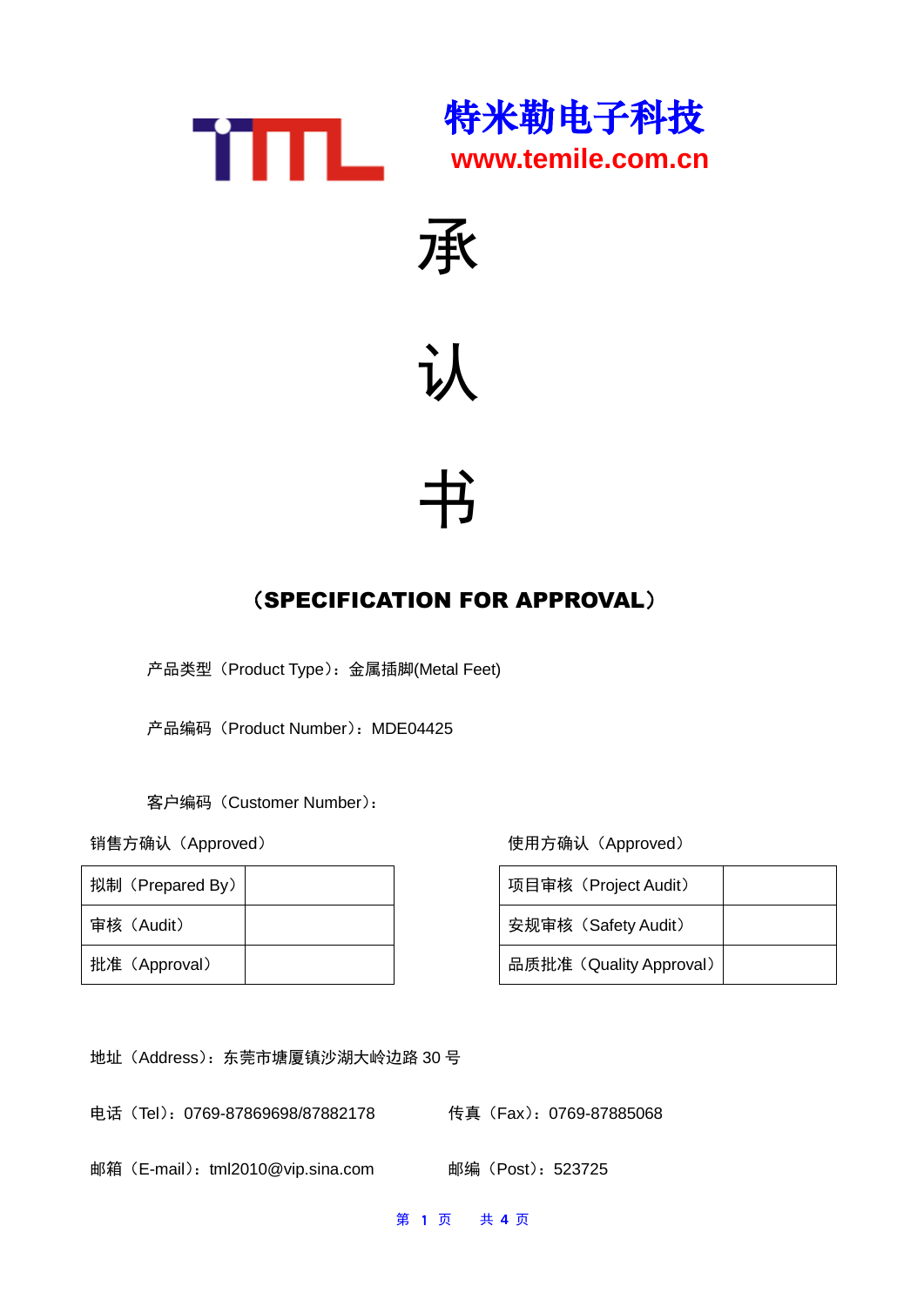TML

**特米勒电子科技**

**www.temile.com.cn**

# 承

# 认

# 书

## （SPECIFICATION FOR APPROVAL）

产品类型（Product Type）：金属插脚(Metal Feet)

产品编码（Product Number）：MDE04425

客户编码（Customer Number）：

销售方确认（Approved）

| 拟制（Prepared By） | |
|---|---|
| 审核（Audit） | |
| 批准（Approval） | |

使用方确认（Approved）

| 项目审核（Project Audit） | |
|---|---|
| 安规审核（Safety Audit） | |
| 品质批准（Quality Approval） | |

地址（Address）：东莞市塘厦镇沙湖大岭边路 30 号

电话（Tel）：0769-87869698/87882178

传真（Fax）：0769-87885068

邮箱（E-mail）：tml2010@vip.sina.com

邮编（Post）：523725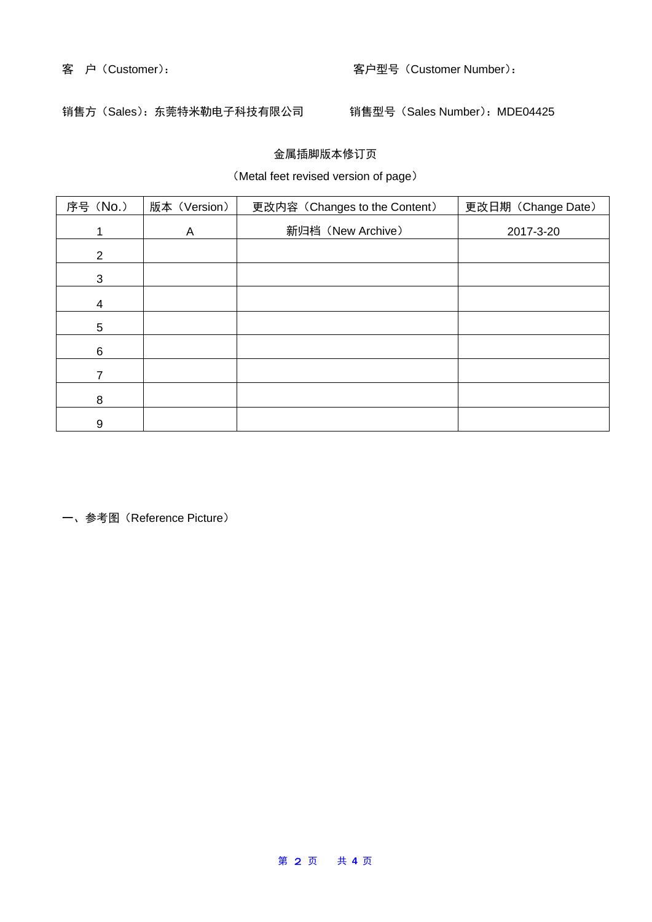客　户（Customer）：　　　　　　　　　　　　　　　　客户型号（Customer Number）：

销售方（Sales）：东莞特米勒电子科技有限公司　　　　销售型号（Sales Number）：MDE04425

金属插脚版本修订页

（Metal feet revised version of page）

| 序号（No.） | 版本（Version） | 更改内容（Changes to the Content） | 更改日期（Change Date） |
| --- | --- | --- | --- |
| 1 | A | 新归档（New Archive） | 2017-3-20 |
| 2 | | | |
| 3 | | | |
| 4 | | | |
| 5 | | | |
| 6 | | | |
| 7 | | | |
| 8 | | | |
| 9 | | | |

一、参考图（Reference Picture）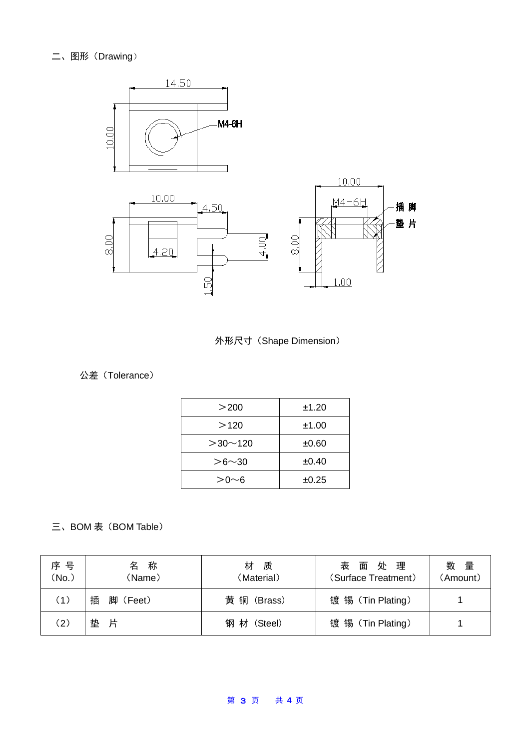## 二、图形（Drawing）

外形尺寸（Shape Dimension）

公差（Tolerance）

| ＞200 | ±1.20 |
|---|---|
| ＞120 | ±1.00 |
| ＞30～120 | ±0.60 |
| ＞6～30 | ±0.40 |
| ＞0～6 | ±0.25 |

## 三、BOM 表（BOM Table）

| 序 号（No.） | 名　称（Name） | 材　质（Material） | 表　面　处　理（Surface Treatment） | 数　量（Amount） |
|---|---|---|---|---|
| （1） | 插　脚（Feet） | 黄 铜（Brass） | 镀 锡（Tin Plating） | 1 |
| （2） | 垫　片 | 钢 材（Steel） | 镀 锡（Tin Plating） | 1 |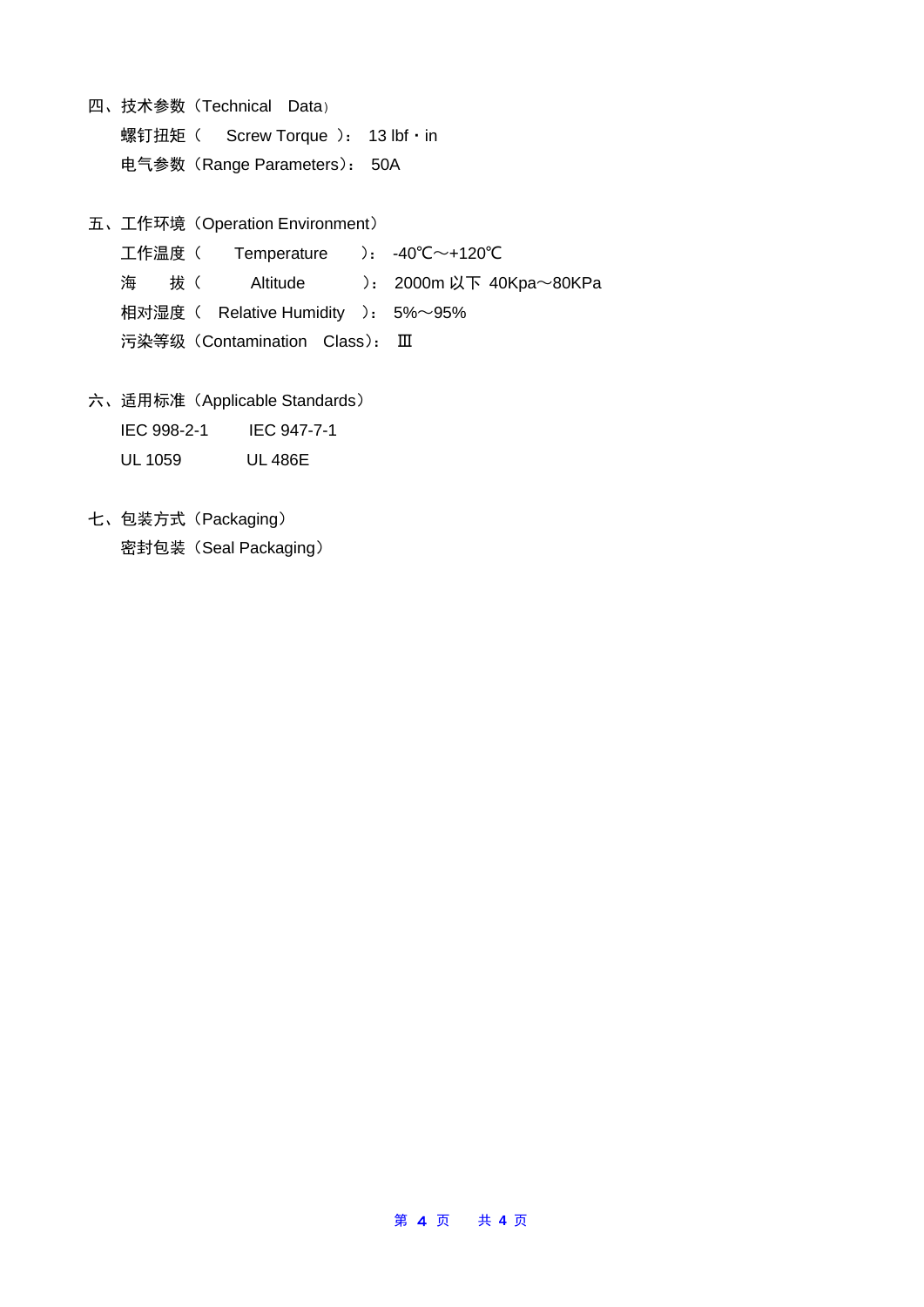## 四、技术参数（Technical Data）

螺钉扭矩（ Screw Torque ）： 13 lbf・in

电气参数（Range Parameters）： 50A

## 五、工作环境（Operation Environment）

工作温度（ Temperature ）： -40℃～+120℃

海　拔（ Altitude ）： 2000m 以下 40Kpa～80KPa

相对湿度（ Relative Humidity ）： 5%～95%

污染等级（Contamination Class）： Ⅲ

## 六、适用标准（Applicable Standards）

IEC 998-2-1　　IEC 947-7-1

UL 1059　　UL 486E

## 七、包装方式（Packaging）

密封包装（Seal Packaging）